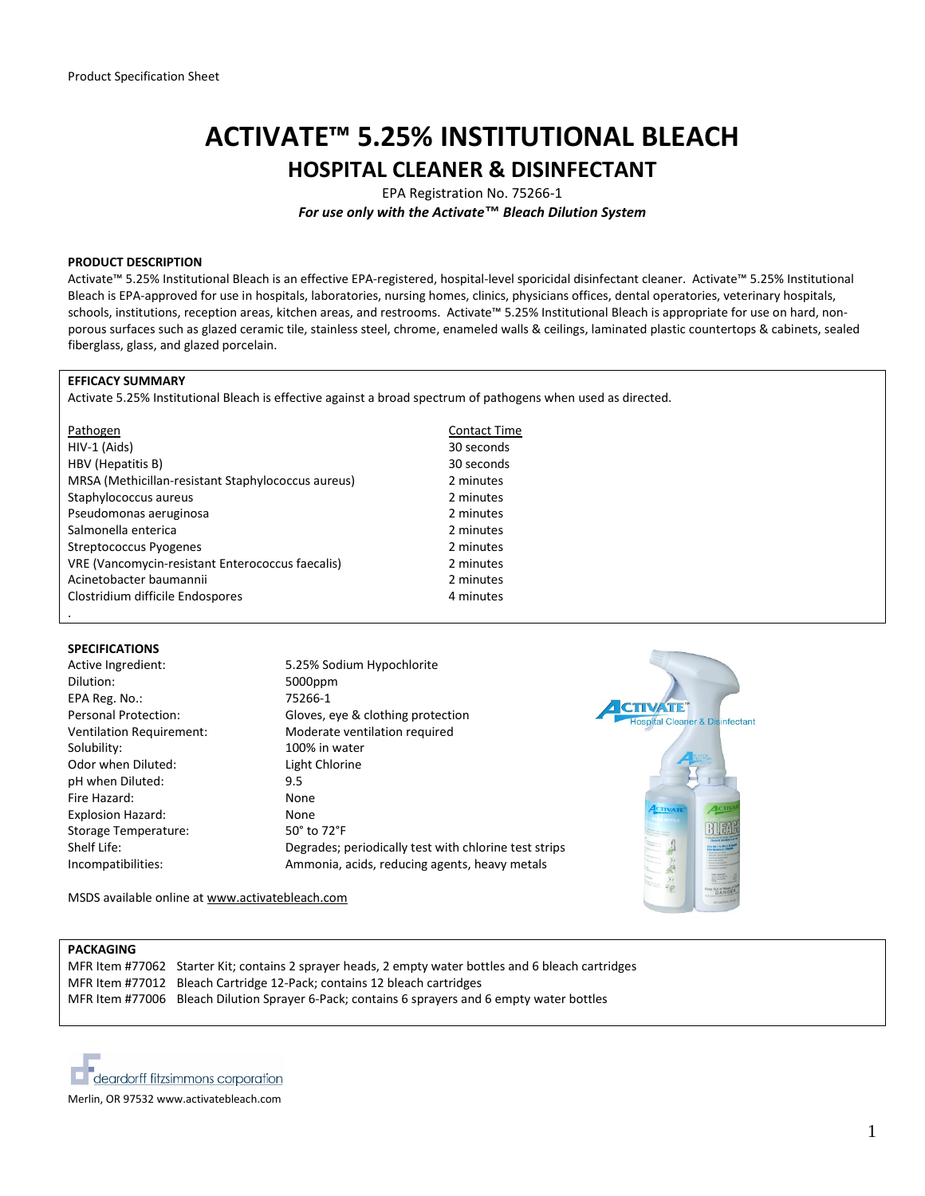Product Specification Sheet

# ACTIVATE™ 5.25% INSTITUTIONAL BLEACH

## HOSPITAL CLEANER & DISINFECTANT

EPA Registration No. 75266-1

***For use only with the Activate™ Bleach Dilution System***

### PRODUCT DESCRIPTION

Activate™ 5.25% Institutional Bleach is an effective EPA-registered, hospital-level sporicidal disinfectant cleaner. Activate™ 5.25% Institutional Bleach is EPA-approved for use in hospitals, laboratories, nursing homes, clinics, physicians offices, dental operatories, veterinary hospitals, schools, institutions, reception areas, kitchen areas, and restrooms. Activate™ 5.25% Institutional Bleach is appropriate for use on hard, non-porous surfaces such as glazed ceramic tile, stainless steel, chrome, enameled walls & ceilings, laminated plastic countertops & cabinets, sealed fiberglass, glass, and glazed porcelain.

### EFFICACY SUMMARY

Activate 5.25% Institutional Bleach is effective against a broad spectrum of pathogens when used as directed.

| Pathogen | Contact Time |
|---|---|
| HIV-1 (Aids) | 30 seconds |
| HBV (Hepatitis B) | 30 seconds |
| MRSA (Methicillan-resistant Staphylococcus aureus) | 2 minutes |
| Staphylococcus aureus | 2 minutes |
| Pseudomonas aeruginosa | 2 minutes |
| Salmonella enterica | 2 minutes |
| Streptococcus Pyogenes | 2 minutes |
| VRE (Vancomycin-resistant Enterococcus faecalis) | 2 minutes |
| Acinetobacter baumannii | 2 minutes |
| Clostridium difficile Endospores | 4 minutes |

.

### SPECIFICATIONS

| | |
|---|---|
| Active Ingredient: | 5.25% Sodium Hypochlorite |
| Dilution: | 5000ppm |
| EPA Reg. No.: | 75266-1 |
| Personal Protection: | Gloves, eye & clothing protection |
| Ventilation Requirement: | Moderate ventilation required |
| Solubility: | 100% in water |
| Odor when Diluted: | Light Chlorine |
| pH when Diluted: | 9.5 |
| Fire Hazard: | None |
| Explosion Hazard: | None |
| Storage Temperature: | 50° to 72°F |
| Shelf Life: | Degrades; periodically test with chlorine test strips |
| Incompatibilities: | Ammonia, acids, reducing agents, heavy metals |

MSDS available online at www.activatebleach.com

### PACKAGING

MFR Item #77062 Starter Kit; contains 2 sprayer heads, 2 empty water bottles and 6 bleach cartridges
MFR Item #77012 Bleach Cartridge 12-Pack; contains 12 bleach cartridges
MFR Item #77006 Bleach Dilution Sprayer 6-Pack; contains 6 sprayers and 6 empty water bottles

deardorff fitzsimmons corporation

Merlin, OR 97532 www.activatebleach.com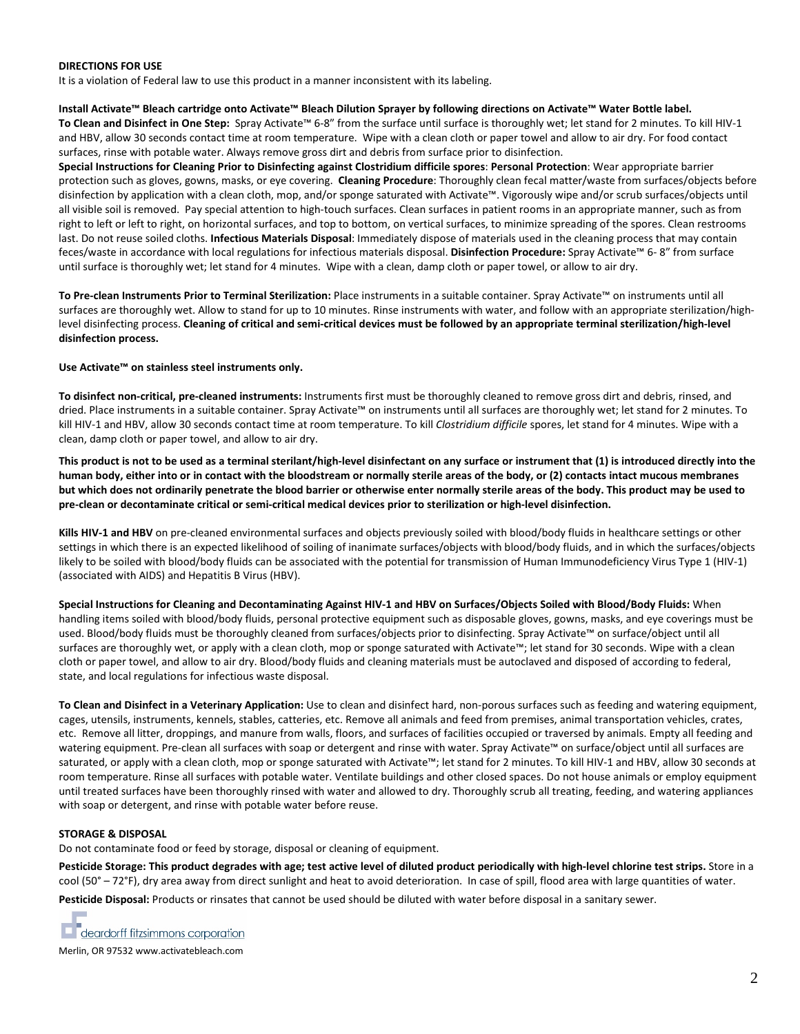**DIRECTIONS FOR USE**

It is a violation of Federal law to use this product in a manner inconsistent with its labeling.

**Install Activate™ Bleach cartridge onto Activate™ Bleach Dilution Sprayer by following directions on Activate™ Water Bottle label.**

**To Clean and Disinfect in One Step:** Spray Activate™ 6-8" from the surface until surface is thoroughly wet; let stand for 2 minutes. To kill HIV-1 and HBV, allow 30 seconds contact time at room temperature. Wipe with a clean cloth or paper towel and allow to air dry. For food contact surfaces, rinse with potable water. Always remove gross dirt and debris from surface prior to disinfection.

**Special Instructions for Cleaning Prior to Disinfecting against Clostridium difficile spores**: **Personal Protection**: Wear appropriate barrier protection such as gloves, gowns, masks, or eye covering. **Cleaning Procedure**: Thoroughly clean fecal matter/waste from surfaces/objects before disinfection by application with a clean cloth, mop, and/or sponge saturated with Activate™. Vigorously wipe and/or scrub surfaces/objects until all visible soil is removed. Pay special attention to high-touch surfaces. Clean surfaces in patient rooms in an appropriate manner, such as from right to left or left to right, on horizontal surfaces, and top to bottom, on vertical surfaces, to minimize spreading of the spores. Clean restrooms last. Do not reuse soiled cloths. **Infectious Materials Disposal**: Immediately dispose of materials used in the cleaning process that may contain feces/waste in accordance with local regulations for infectious materials disposal. **Disinfection Procedure:** Spray Activate™ 6- 8" from surface until surface is thoroughly wet; let stand for 4 minutes. Wipe with a clean, damp cloth or paper towel, or allow to air dry.

**To Pre-clean Instruments Prior to Terminal Sterilization:** Place instruments in a suitable container. Spray Activate™ on instruments until all surfaces are thoroughly wet. Allow to stand for up to 10 minutes. Rinse instruments with water, and follow with an appropriate sterilization/high-level disinfecting process. **Cleaning of critical and semi-critical devices must be followed by an appropriate terminal sterilization/high-level disinfection process.**

**Use Activate™ on stainless steel instruments only.**

**To disinfect non-critical, pre-cleaned instruments:** Instruments first must be thoroughly cleaned to remove gross dirt and debris, rinsed, and dried. Place instruments in a suitable container. Spray Activate™ on instruments until all surfaces are thoroughly wet; let stand for 2 minutes. To kill HIV-1 and HBV, allow 30 seconds contact time at room temperature. To kill *Clostridium difficile* spores, let stand for 4 minutes. Wipe with a clean, damp cloth or paper towel, and allow to air dry.

**This product is not to be used as a terminal sterilant/high-level disinfectant on any surface or instrument that (1) is introduced directly into the human body, either into or in contact with the bloodstream or normally sterile areas of the body, or (2) contacts intact mucous membranes but which does not ordinarily penetrate the blood barrier or otherwise enter normally sterile areas of the body. This product may be used to pre-clean or decontaminate critical or semi-critical medical devices prior to sterilization or high-level disinfection.**

**Kills HIV-1 and HBV** on pre-cleaned environmental surfaces and objects previously soiled with blood/body fluids in healthcare settings or other settings in which there is an expected likelihood of soiling of inanimate surfaces/objects with blood/body fluids, and in which the surfaces/objects likely to be soiled with blood/body fluids can be associated with the potential for transmission of Human Immunodeficiency Virus Type 1 (HIV-1) (associated with AIDS) and Hepatitis B Virus (HBV).

**Special Instructions for Cleaning and Decontaminating Against HIV-1 and HBV on Surfaces/Objects Soiled with Blood/Body Fluids:** When handling items soiled with blood/body fluids, personal protective equipment such as disposable gloves, gowns, masks, and eye coverings must be used. Blood/body fluids must be thoroughly cleaned from surfaces/objects prior to disinfecting. Spray Activate™ on surface/object until all surfaces are thoroughly wet, or apply with a clean cloth, mop or sponge saturated with Activate™; let stand for 30 seconds. Wipe with a clean cloth or paper towel, and allow to air dry. Blood/body fluids and cleaning materials must be autoclaved and disposed of according to federal, state, and local regulations for infectious waste disposal.

**To Clean and Disinfect in a Veterinary Application:** Use to clean and disinfect hard, non-porous surfaces such as feeding and watering equipment, cages, utensils, instruments, kennels, stables, catteries, etc. Remove all animals and feed from premises, animal transportation vehicles, crates, etc. Remove all litter, droppings, and manure from walls, floors, and surfaces of facilities occupied or traversed by animals. Empty all feeding and watering equipment. Pre-clean all surfaces with soap or detergent and rinse with water. Spray Activate™ on surface/object until all surfaces are saturated, or apply with a clean cloth, mop or sponge saturated with Activate™; let stand for 2 minutes. To kill HIV-1 and HBV, allow 30 seconds at room temperature. Rinse all surfaces with potable water. Ventilate buildings and other closed spaces. Do not house animals or employ equipment until treated surfaces have been thoroughly rinsed with water and allowed to dry. Thoroughly scrub all treating, feeding, and watering appliances with soap or detergent, and rinse with potable water before reuse.

**STORAGE & DISPOSAL**

Do not contaminate food or feed by storage, disposal or cleaning of equipment.

**Pesticide Storage: This product degrades with age; test active level of diluted product periodically with high-level chlorine test strips.** Store in a cool (50° – 72°F), dry area away from direct sunlight and heat to avoid deterioration. In case of spill, flood area with large quantities of water.

**Pesticide Disposal:** Products or rinsates that cannot be used should be diluted with water before disposal in a sanitary sewer.

deardorff fitzsimmons corporation

Merlin, OR 97532 www.activatebleach.com